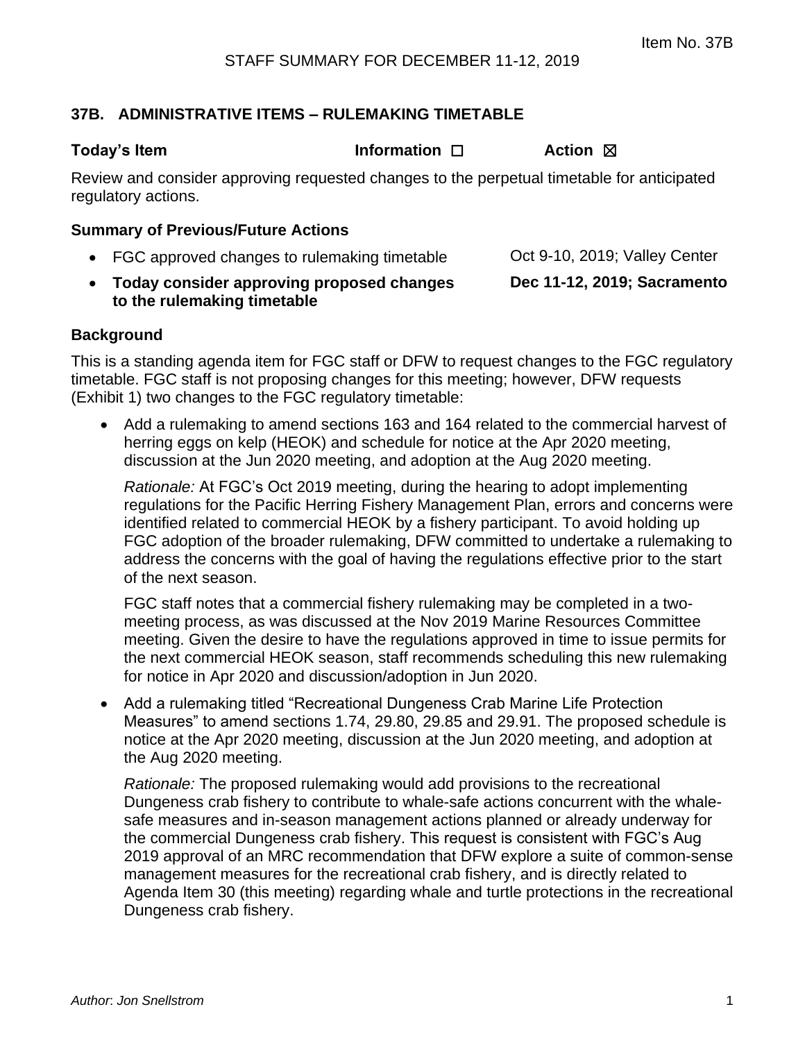Item No. 37B

STAFF SUMMARY FOR DECEMBER 11-12, 2019

## 37B. ADMINISTRATIVE ITEMS – RULEMAKING TIMETABLE

**Today's Item** **Information** ☐ **Action** ☒

Review and consider approving requested changes to the perpetual timetable for anticipated regulatory actions.

### Summary of Previous/Future Actions

- FGC approved changes to rulemaking timetable — Oct 9-10, 2019; Valley Center
- **Today consider approving proposed changes to the rulemaking timetable** — **Dec 11-12, 2019; Sacramento**

### Background

This is a standing agenda item for FGC staff or DFW to request changes to the FGC regulatory timetable. FGC staff is not proposing changes for this meeting; however, DFW requests (Exhibit 1) two changes to the FGC regulatory timetable:

- Add a rulemaking to amend sections 163 and 164 related to the commercial harvest of herring eggs on kelp (HEOK) and schedule for notice at the Apr 2020 meeting, discussion at the Jun 2020 meeting, and adoption at the Aug 2020 meeting.

  *Rationale:* At FGC's Oct 2019 meeting, during the hearing to adopt implementing regulations for the Pacific Herring Fishery Management Plan, errors and concerns were identified related to commercial HEOK by a fishery participant. To avoid holding up FGC adoption of the broader rulemaking, DFW committed to undertake a rulemaking to address the concerns with the goal of having the regulations effective prior to the start of the next season.

  FGC staff notes that a commercial fishery rulemaking may be completed in a two-meeting process, as was discussed at the Nov 2019 Marine Resources Committee meeting. Given the desire to have the regulations approved in time to issue permits for the next commercial HEOK season, staff recommends scheduling this new rulemaking for notice in Apr 2020 and discussion/adoption in Jun 2020.

- Add a rulemaking titled "Recreational Dungeness Crab Marine Life Protection Measures" to amend sections 1.74, 29.80, 29.85 and 29.91. The proposed schedule is notice at the Apr 2020 meeting, discussion at the Jun 2020 meeting, and adoption at the Aug 2020 meeting.

  *Rationale:* The proposed rulemaking would add provisions to the recreational Dungeness crab fishery to contribute to whale-safe actions concurrent with the whale-safe measures and in-season management actions planned or already underway for the commercial Dungeness crab fishery. This request is consistent with FGC's Aug 2019 approval of an MRC recommendation that DFW explore a suite of common-sense management measures for the recreational crab fishery, and is directly related to Agenda Item 30 (this meeting) regarding whale and turtle protections in the recreational Dungeness crab fishery.

*Author: Jon Snellstrom*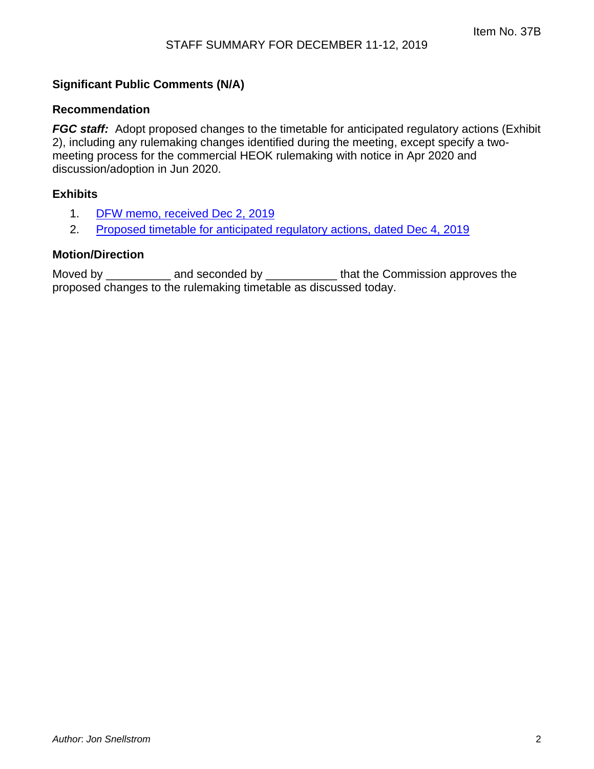### Significant Public Comments (N/A)

### Recommendation

***FGC staff:*** Adopt proposed changes to the timetable for anticipated regulatory actions (Exhibit 2), including any rulemaking changes identified during the meeting, except specify a two-meeting process for the commercial HEOK rulemaking with notice in Apr 2020 and discussion/adoption in Jun 2020.

### Exhibits

1. DFW memo, received Dec 2, 2019
2. Proposed timetable for anticipated regulatory actions, dated Dec 4, 2019

### Motion/Direction

Moved by __________ and seconded by ___________ that the Commission approves the proposed changes to the rulemaking timetable as discussed today.

*Author: Jon Snellstrom*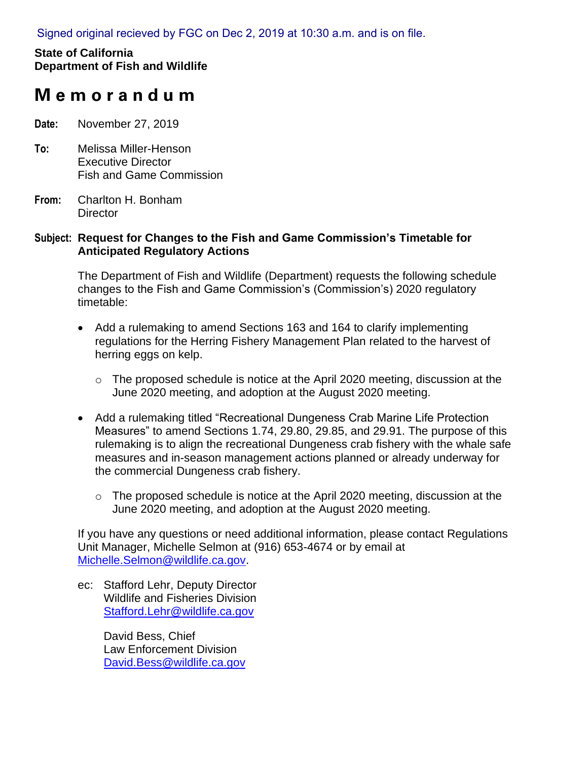Signed original recieved by FGC on Dec 2, 2019 at 10:30 a.m. and is on file.

**State of California**
**Department of Fish and Wildlife**

# Memorandum

**Date:** November 27, 2019

**To:** Melissa Miller-Henson
Executive Director
Fish and Game Commission

**From:** Charlton H. Bonham
Director

**Subject: Request for Changes to the Fish and Game Commission's Timetable for Anticipated Regulatory Actions**

The Department of Fish and Wildlife (Department) requests the following schedule changes to the Fish and Game Commission's (Commission's) 2020 regulatory timetable:

- Add a rulemaking to amend Sections 163 and 164 to clarify implementing regulations for the Herring Fishery Management Plan related to the harvest of herring eggs on kelp.
    - The proposed schedule is notice at the April 2020 meeting, discussion at the June 2020 meeting, and adoption at the August 2020 meeting.
- Add a rulemaking titled "Recreational Dungeness Crab Marine Life Protection Measures" to amend Sections 1.74, 29.80, 29.85, and 29.91. The purpose of this rulemaking is to align the recreational Dungeness crab fishery with the whale safe measures and in-season management actions planned or already underway for the commercial Dungeness crab fishery.
    - The proposed schedule is notice at the April 2020 meeting, discussion at the June 2020 meeting, and adoption at the August 2020 meeting.

If you have any questions or need additional information, please contact Regulations Unit Manager, Michelle Selmon at (916) 653-4674 or by email at Michelle.Selmon@wildlife.ca.gov.

ec: Stafford Lehr, Deputy Director
Wildlife and Fisheries Division
Stafford.Lehr@wildlife.ca.gov

David Bess, Chief
Law Enforcement Division
David.Bess@wildlife.ca.gov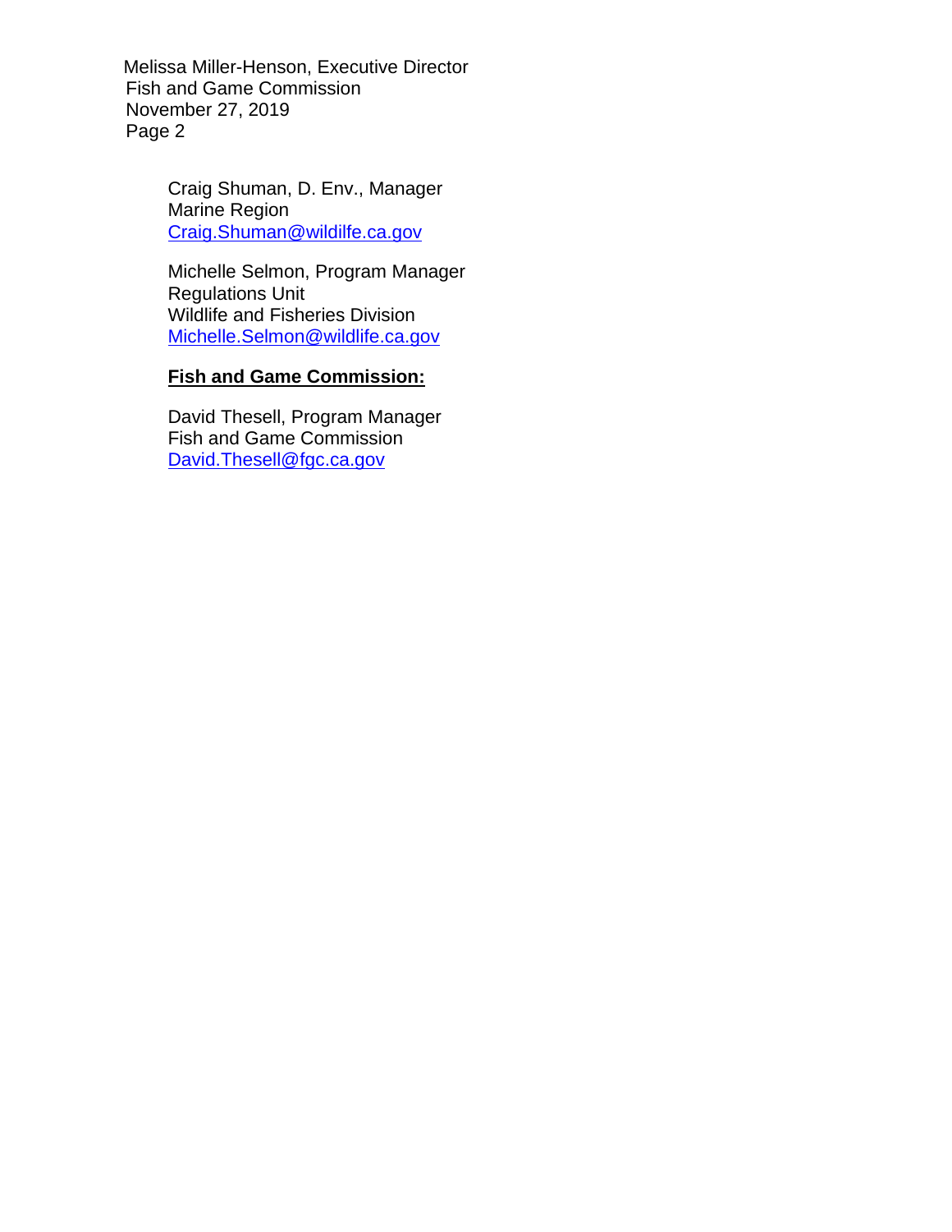Craig Shuman, D. Env., Manager
Marine Region
Craig.Shuman@wildilfe.ca.gov

Michelle Selmon, Program Manager
Regulations Unit
Wildlife and Fisheries Division
Michelle.Selmon@wildlife.ca.gov

**Fish and Game Commission:**

David Thesell, Program Manager
Fish and Game Commission
David.Thesell@fgc.ca.gov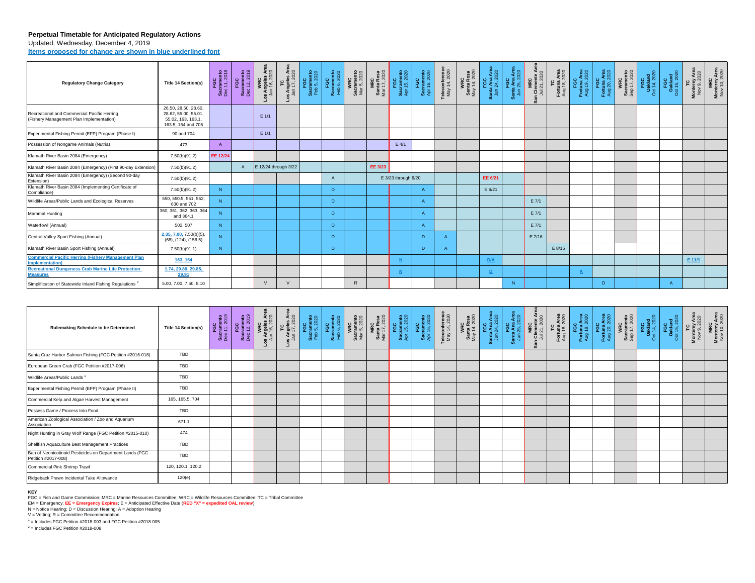**Perpetual Timetable for Anticipated Regulatory Actions**

Updated: Wednesday, December 4, 2019

**Items proposed for change are shown in blue underlined font**

| Regulatory Change Category | Title 14 Section(s) | FGC Sacramento Dec 11, 2019 | FGC Sacramento Dec 12, 2019 | WRC Los Angeles Area Jan 16, 2020 | TC Los Angeles Area Jan 17, 2020 | FGC Sacramento Feb 5, 2020 | FGC Sacramento Feb 6, 2020 | WRC Sacramento Mar 5, 2020 | MRC Santa Rosa Mar 17, 2020 | FGC Sacramento Apr 15, 2020 | FGC Sacramento Apr 16, 2020 | Teleconference May 14, 2020 | WRC Santa Rosa May 14, 2020 | FGC Santa Ana Area Jun 24, 2020 | FGC Santa Ana Area Jun 25, 2020 | MRC San Clemente Area Jul 21, 2020 | TC Fortuna Area Aug 18, 2020 | FGC Fortuna Area Aug 19, 2020 | FGC Fortuna Area Aug 20, 2020 | WRC Sacramento Sep 17, 2020 | FGC Oakland Oct 14, 2020 | FGC Oakland Oct 15, 2020 | TC Monterey Area Nov 9, 2020 | MRC Monterey Area Nov 10, 2020 |
|---|---|---|---|---|---|---|---|---|---|---|---|---|---|---|---|---|---|---|---|---|---|---|---|---|
| Recreational and Commercial Pacific Herring (Fishery Management Plan Implementation) | 26.50, 28.50, 28.60, 28.62, 55.00, 55.01, 55.02, 163, 163.1, 163.5, 164 and 705 | | | E 1/1 | | | | | | | | | | | | | | | | | | | | |
| Experimental Fishing Permit (EFP) Program (Phase I) | 90 and 704 | | | E 1/1 | | | | | | | | | | | | | | | | | | | | |
| Possession of Nongame Animals (Nutria) | 473 | A | | | | | | | | E 4/1 | | | | | | | | | | | | | | |
| Klamath River Basin 2084 (Emergency) | 7.50(b)(91.2) | EE 12/24 | | | | | | | | | | | | | | | | | | | | | | |
| Klamath River Basin 2084 (Emergency) (First 90-day Extension) | 7.50(b)(91.2) | | A | E 12/24 through 3/22 | | | | | EE 3/23 | | | | | | | | | | | | | | | |
| Klamath River Basin 2084 (Emergency) (Second 90-day Extension) | 7.50(b)(91.2) | | | | | | A | | | E 3/23 through 6/20 | | | | EE 6/21 | | | | | | | | | | |
| Klamath River Basin 2084 (Implementing Certificate of Compliance) | 7.50(b)(91.2) | N | | | | | D | | | | A | | | E 6/21 | | | | | | | | | | |
| Wildlife Areas/Public Lands and Ecological Reserves | 550, 550.5, 551, 552, 630 and 702 | N | | | | | D | | | | A | | | | | E 7/1 | | | | | | | | |
| Mammal Hunting | 360, 361, 362, 363, 364 and 364.1 | N | | | | | D | | | | A | | | | | E 7/1 | | | | | | | | |
| Waterfowl (Annual) | 502, 507 | N | | | | | D | | | | A | | | | | E 7/1 | | | | | | | | |
| Central Valley Sport Fishing (Annual) | 2.35, 7.00, 7.50(b)(5), (68), (124), (156.5) | N | | | | | D | | | | D | A | | | | E 7/16 | | | | | | | | |
| Klamath River Basin Sport Fishing (Annual) | 7.50(b)(91.1) | N | | | | | D | | | | D | A | | | | | E 8/15 | | | | | | | |
| Commercial Pacific Herring (Fishery Management Plan Implementation) | 163, 164 | | | | | | | | | N | | | | D/A | | | | | | | | | E 11/1 | |
| Recreational Dungeness Crab Marine Life Protection Measures | 1.74, 29.80, 29.85, 29.91 | | | | | | | | | N | | | | D | | | | A | | | | | | |
| Simplification of Statewide Inland Fishing Regulations [2] | 5.00, 7.00, 7.50, 8.10 | | | V | V | | | R | | | | | | | N | | | | D | | | A | | |

| Rulemaking Schedule to be Determined | Title 14 Section(s) | FGC Sacramento Dec 11, 2019 | FGC Sacramento Dec 12, 2019 | WRC Los Angeles Area Jan 16, 2020 | TC Los Angeles Area Jan 17, 2020 | FGC Sacramento Feb 5, 2020 | FGC Sacramento Feb 6, 2020 | WRC Sacramento Mar 5, 2020 | MRC Santa Rosa Mar 17, 2020 | FGC Sacramento Apr 15, 2020 | FGC Sacramento Apr 16, 2020 | Teleconference May 14, 2020 | WRC Santa Rosa May 14, 2020 | FGC Santa Ana Area Jun 24, 2020 | FGC Santa Ana Area Jun 25, 2020 | MRC San Clemente Area Jul 21, 2020 | TC Fortuna Area Aug 18, 2020 | FGC Fortuna Area Aug 19, 2020 | FGC Fortuna Area Aug 20, 2020 | WRC Sacramento Sep 17, 2020 | FGC Oakland Oct 14, 2020 | FGC Oakland Oct 15, 2020 | TC Monterey Area Nov 9, 2020 | MRC Monterey Area Nov 10, 2020 |
|---|---|---|---|---|---|---|---|---|---|---|---|---|---|---|---|---|---|---|---|---|---|---|---|---|
| Santa Cruz Harbor Salmon Fishing (FGC Petition #2016-018) | TBD | | | | | | | | | | | | | | | | | | | | | | | |
| European Green Crab (FGC Petition #2017-006) | TBD | | | | | | | | | | | | | | | | | | | | | | | |
| Wildlife Areas/Public Lands [1] | TBD | | | | | | | | | | | | | | | | | | | | | | | |
| Experimental Fishing Permit (EFP) Program (Phase II) | TBD | | | | | | | | | | | | | | | | | | | | | | | |
| Commercial Kelp and Algae Harvest Management | 165, 165.5, 704 | | | | | | | | | | | | | | | | | | | | | | | |
| Possess Game / Process Into Food | TBD | | | | | | | | | | | | | | | | | | | | | | | |
| American Zoological Association / Zoo and Aquarium Association | 671.1 | | | | | | | | | | | | | | | | | | | | | | | |
| Night Hunting in Gray Wolf Range (FGC Petition #2015-010) | 474 | | | | | | | | | | | | | | | | | | | | | | | |
| Shellfish Aquaculture Best Management Practices | TBD | | | | | | | | | | | | | | | | | | | | | | | |
| Ban of Neonicotinoid Pesticides on Department Lands (FGC Petition #2017-008) | TBD | | | | | | | | | | | | | | | | | | | | | | | |
| Commercial Pink Shrimp Trawl | 120, 120.1, 120.2 | | | | | | | | | | | | | | | | | | | | | | | |
| Ridgeback Prawn Incidental Take Allowance | 120(e) | | | | | | | | | | | | | | | | | | | | | | | |

**KEY**

FGC = Fish and Game Commission; MRC = Marine Resources Committee; WRC = Wildlife Resources Committee; TC = Tribal Committee

EM = Emergency; **EE = Emergency Expires**; E = Anticipated Effective Date (**RED "X" = expedited OAL review**)

N = Notice Hearing; D = Discussion Hearing; A = Adoption Hearing

V = Vetting; R = Committee Recommendation

[1] = Includes FGC Petition #2018-003 and FGC Petition #2018-005

[2] = Includes FGC Petition #2018-008